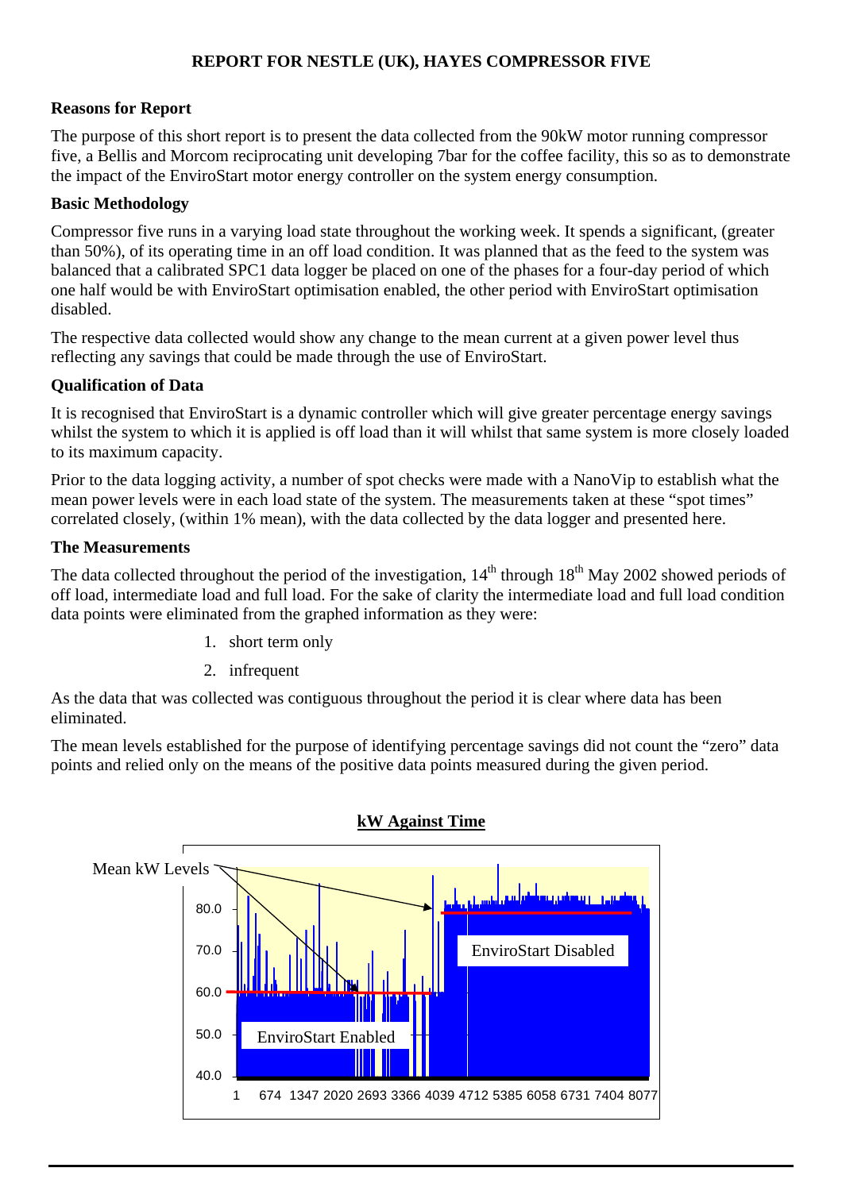# REPORT FOR NESTLE (UK), HAYES COMPRESSOR FIVE

## Reasons for Report

The purpose of this short report is to present the data collected from the 90kW motor running compressor five, a Bellis and Morcom reciprocating unit developing 7bar for the coffee facility, this so as to demonstrate the impact of the EnviroStart motor energy controller on the system energy consumption.

## Basic Methodology

Compressor five runs in a varying load state throughout the working week. It spends a significant, (greater than 50%), of its operating time in an off load condition. It was planned that as the feed to the system was balanced that a calibrated SPC1 data logger be placed on one of the phases for a four-day period of which one half would be with EnviroStart optimisation enabled, the other period with EnviroStart optimisation disabled.

The respective data collected would show any change to the mean current at a given power level thus reflecting any savings that could be made through the use of EnviroStart.

## Qualification of Data

It is recognised that EnviroStart is a dynamic controller which will give greater percentage energy savings whilst the system to which it is applied is off load than it will whilst that same system is more closely loaded to its maximum capacity.

Prior to the data logging activity, a number of spot checks were made with a NanoVip to establish what the mean power levels were in each load state of the system. The measurements taken at these "spot times" correlated closely, (within 1% mean), with the data collected by the data logger and presented here.

## The Measurements

The data collected throughout the period of the investigation, 14th through 18th May 2002 showed periods of off load, intermediate load and full load. For the sake of clarity the intermediate load and full load condition data points were eliminated from the graphed information as they were:

1. short term only
2. infrequent

As the data that was collected was contiguous throughout the period it is clear where data has been eliminated.

The mean levels established for the purpose of identifying percentage savings did not count the "zero" data points and relied only on the means of the positive data points measured during the given period.

**kW Against Time**

Mean kW Levels

EnviroStart Disabled

EnviroStart Enabled

80.0, 70.0, 60.0, 50.0, 40.0

1 674 1347 2020 2693 3366 4039 4712 5385 6058 6731 7404 8077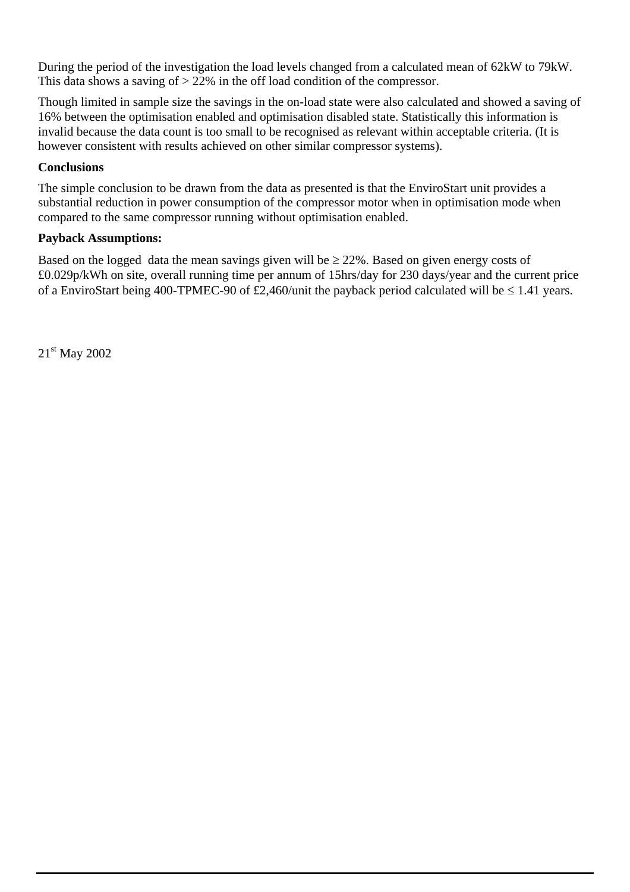During the period of the investigation the load levels changed from a calculated mean of 62kW to 79kW. This data shows a saving of > 22% in the off load condition of the compressor.

Though limited in sample size the savings in the on-load state were also calculated and showed a saving of 16% between the optimisation enabled and optimisation disabled state. Statistically this information is invalid because the data count is too small to be recognised as relevant within acceptable criteria. (It is however consistent with results achieved on other similar compressor systems).

**Conclusions**

The simple conclusion to be drawn from the data as presented is that the EnviroStart unit provides a substantial reduction in power consumption of the compressor motor when in optimisation mode when compared to the same compressor running without optimisation enabled.

**Payback Assumptions:**

Based on the logged data the mean savings given will be ≥ 22%. Based on given energy costs of £0.029p/kWh on site, overall running time per annum of 15hrs/day for 230 days/year and the current price of a EnviroStart being 400-TPMEC-90 of £2,460/unit the payback period calculated will be ≤ 1.41 years.

21st May 2002